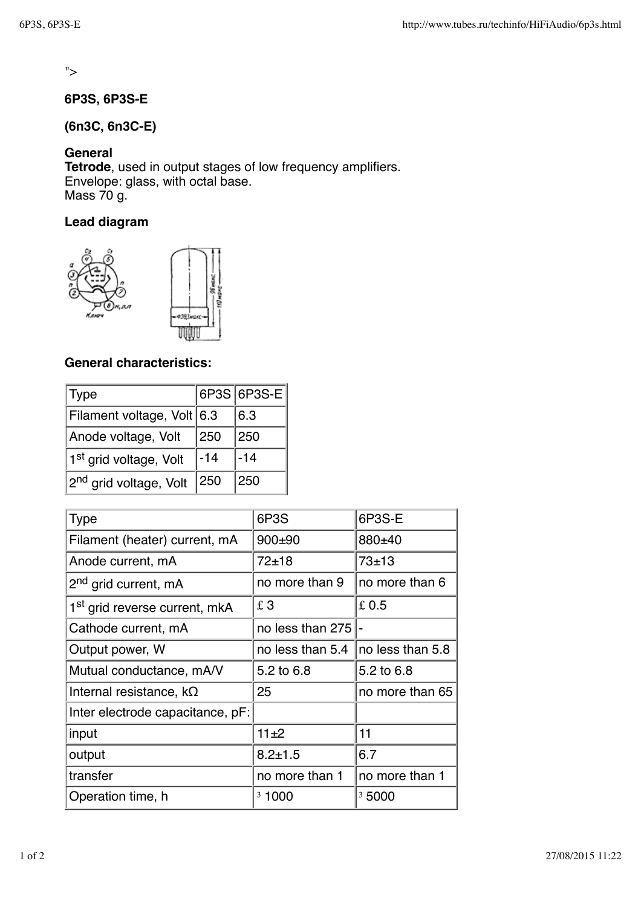">

#### **6P3S, 6P3S-E**

**(6n3C, 6n3C-E)**

#### **General**

**Tetrode**, used in output stages of low frequency amplifiers. Envelope: glass, with octal base. Mass 70 g.

## **Lead diagram**



#### **General characteristics:**

| Type                               |     | 6P3S 6P3S-E |
|------------------------------------|-----|-------------|
| Filament voltage, Volt 6.3         |     | 6.3         |
| Anode voltage, Volt                | 250 | 250         |
| 1 <sup>st</sup> grid voltage, Volt | -14 | $-14$       |
| 2 <sup>nd</sup> grid voltage, Volt | 250 | 250         |

| <b>Type</b>                               | 6P3S             | 6P3S-E            |  |
|-------------------------------------------|------------------|-------------------|--|
| Filament (heater) current, mA             | $900+90$         | 880±40            |  |
| Anode current, mA                         | $72 + 18$        | $73 + 13$         |  |
| 2 <sup>nd</sup> grid current, mA          | no more than 9   | no more than 6    |  |
| 1 <sup>st</sup> grid reverse current, mkA | £3               | £0.5              |  |
| Cathode current, mA                       | no less than 275 |                   |  |
| Output power, W                           | no less than 5.4 | no less than 5.8  |  |
| Mutual conductance, mA/V                  | 5.2 to 6.8       | 5.2 to 6.8        |  |
| Internal resistance, $k\Omega$            | 25               | no more than 65   |  |
| Inter electrode capacitance, pF:          |                  |                   |  |
| input                                     | 11±2             | 11                |  |
| output                                    | $8.2 \pm 1.5$    | 6.7               |  |
| transfer                                  | no more than 1   | no more than 1    |  |
| Operation time, h                         | 31000            | <sup>3</sup> 5000 |  |